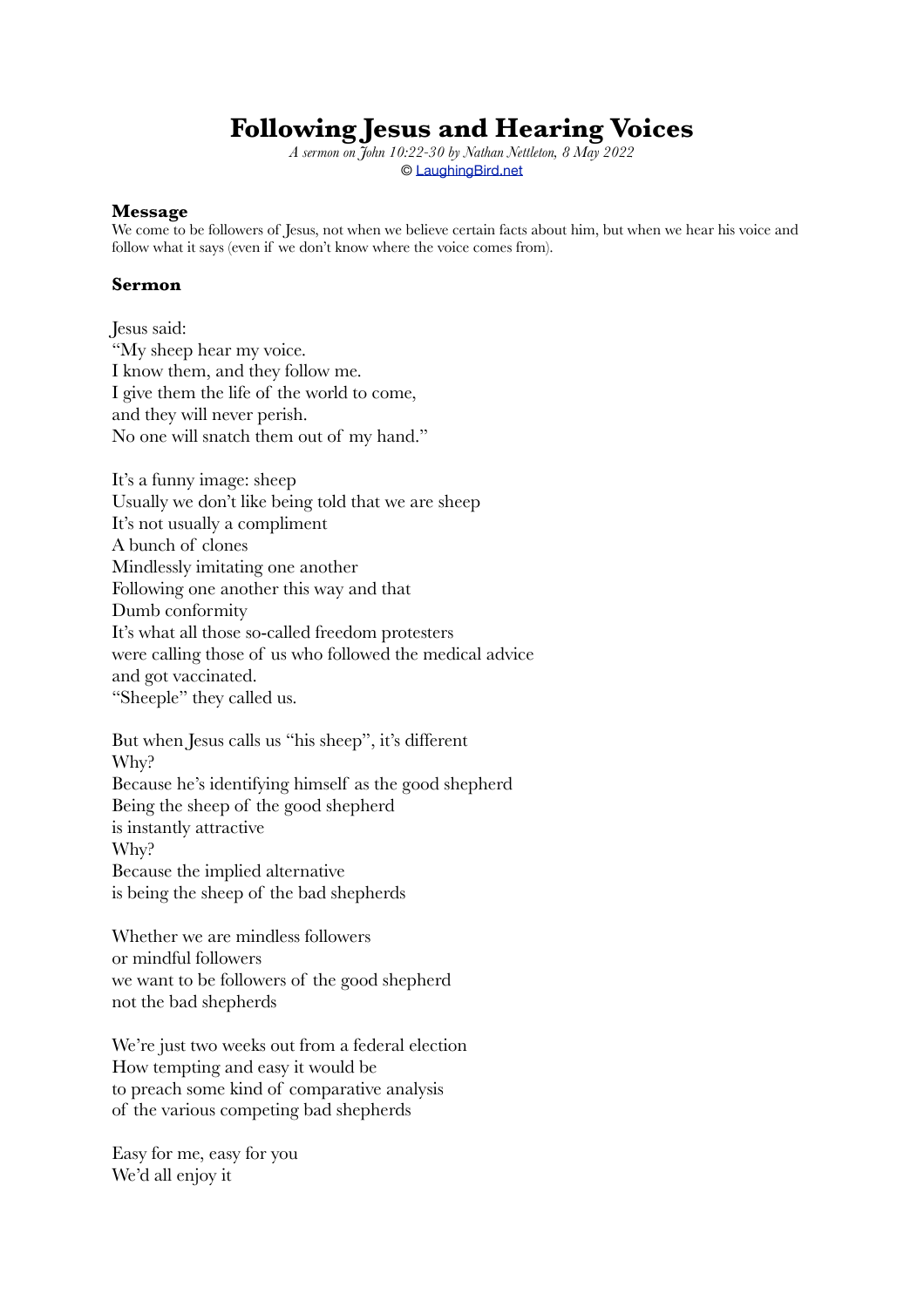# Following Jesus and Hearing Voices

*A sermon on John 10:22-30 by Nathan Nettleton, 8 May 2022*
© [LaughingBird.net](LaughingBird.net)

### Message

We come to be followers of Jesus, not when we believe certain facts about him, but when we hear his voice and follow what it says (even if we don't know where the voice comes from).

### Sermon

Jesus said:
"My sheep hear my voice.
I know them, and they follow me.
I give them the life of the world to come,
and they will never perish.
No one will snatch them out of my hand."

It's a funny image: sheep
Usually we don't like being told that we are sheep
It's not usually a compliment
A bunch of clones
Mindlessly imitating one another
Following one another this way and that
Dumb conformity
It's what all those so-called freedom protesters
were calling those of us who followed the medical advice
and got vaccinated.
"Sheeple" they called us.

But when Jesus calls us "his sheep", it's different
Why?
Because he's identifying himself as the good shepherd
Being the sheep of the good shepherd
is instantly attractive
Why?
Because the implied alternative
is being the sheep of the bad shepherds

Whether we are mindless followers
or mindful followers
we want to be followers of the good shepherd
not the bad shepherds

We're just two weeks out from a federal election
How tempting and easy it would be
to preach some kind of comparative analysis
of the various competing bad shepherds

Easy for me, easy for you
We'd all enjoy it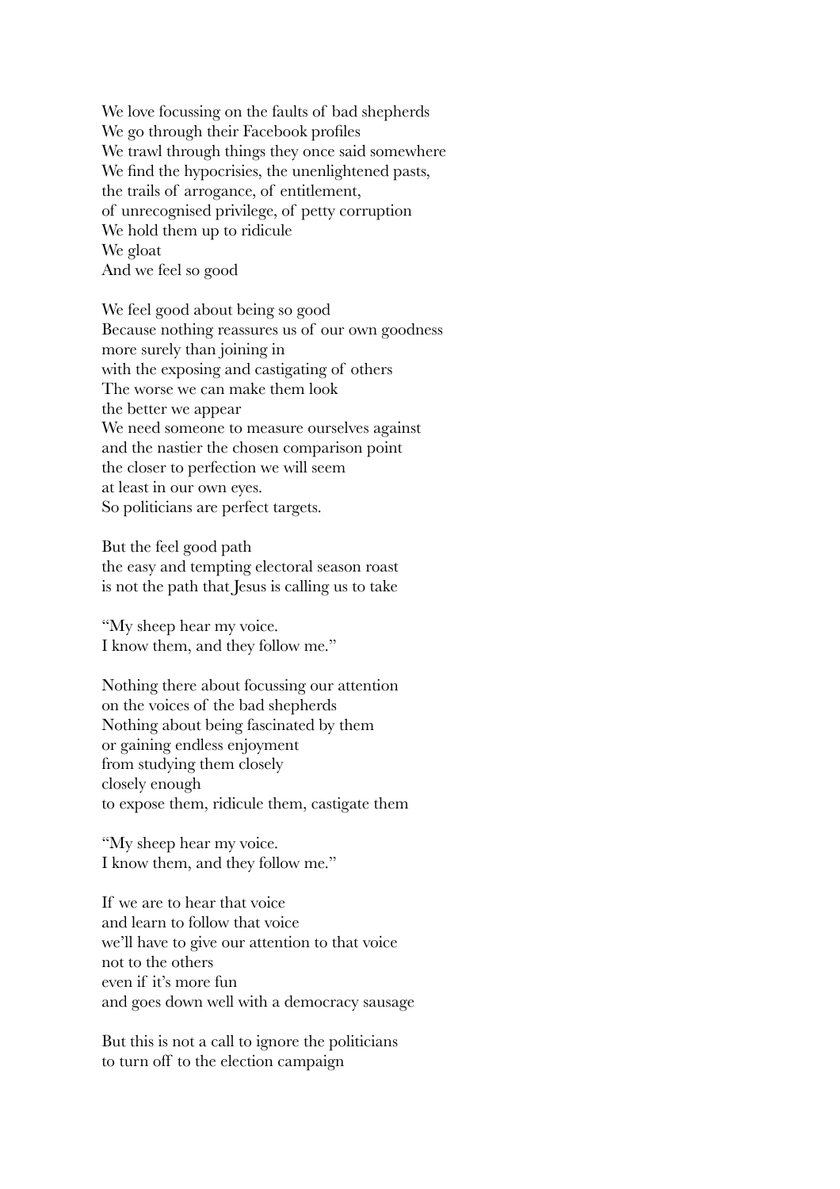We love focussing on the faults of bad shepherds
We go through their Facebook profiles
We trawl through things they once said somewhere
We find the hypocrisies, the unenlightened pasts,
the trails of arrogance, of entitlement,
of unrecognised privilege, of petty corruption
We hold them up to ridicule
We gloat
And we feel so good

We feel good about being so good
Because nothing reassures us of our own goodness
more surely than joining in
with the exposing and castigating of others
The worse we can make them look
the better we appear
We need someone to measure ourselves against
and the nastier the chosen comparison point
the closer to perfection we will seem
at least in our own eyes.
So politicians are perfect targets.

But the feel good path
the easy and tempting electoral season roast
is not the path that Jesus is calling us to take

"My sheep hear my voice.
I know them, and they follow me."

Nothing there about focussing our attention
on the voices of the bad shepherds
Nothing about being fascinated by them
or gaining endless enjoyment
from studying them closely
closely enough
to expose them, ridicule them, castigate them

"My sheep hear my voice.
I know them, and they follow me."

If we are to hear that voice
and learn to follow that voice
we'll have to give our attention to that voice
not to the others
even if it's more fun
and goes down well with a democracy sausage

But this is not a call to ignore the politicians
to turn off to the election campaign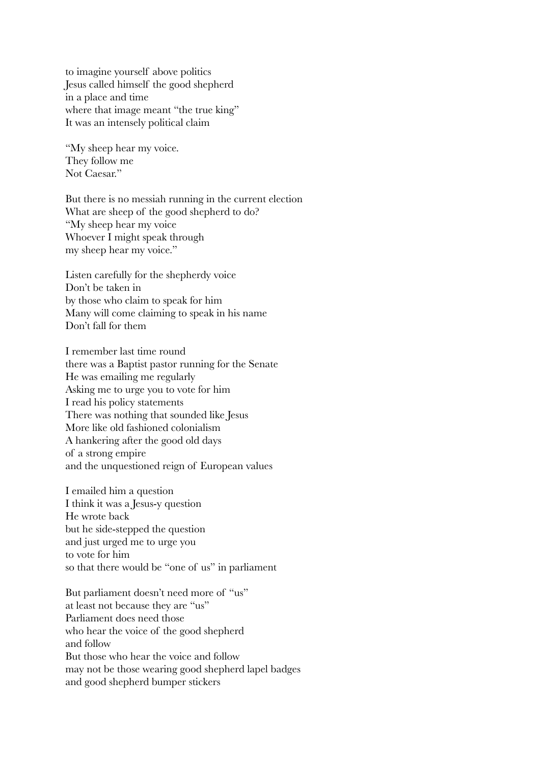to imagine yourself above politics
Jesus called himself the good shepherd
in a place and time
where that image meant "the true king"
It was an intensely political claim

"My sheep hear my voice.
They follow me
Not Caesar."

But there is no messiah running in the current election
What are sheep of the good shepherd to do?
"My sheep hear my voice
Whoever I might speak through
my sheep hear my voice."

Listen carefully for the shepherdy voice
Don't be taken in
by those who claim to speak for him
Many will come claiming to speak in his name
Don't fall for them

I remember last time round
there was a Baptist pastor running for the Senate
He was emailing me regularly
Asking me to urge you to vote for him
I read his policy statements
There was nothing that sounded like Jesus
More like old fashioned colonialism
A hankering after the good old days
of a strong empire
and the unquestioned reign of European values

I emailed him a question
I think it was a Jesus-y question
He wrote back
but he side-stepped the question
and just urged me to urge you
to vote for him
so that there would be "one of us" in parliament

But parliament doesn't need more of "us"
at least not because they are "us"
Parliament does need those
who hear the voice of the good shepherd
and follow
But those who hear the voice and follow
may not be those wearing good shepherd lapel badges
and good shepherd bumper stickers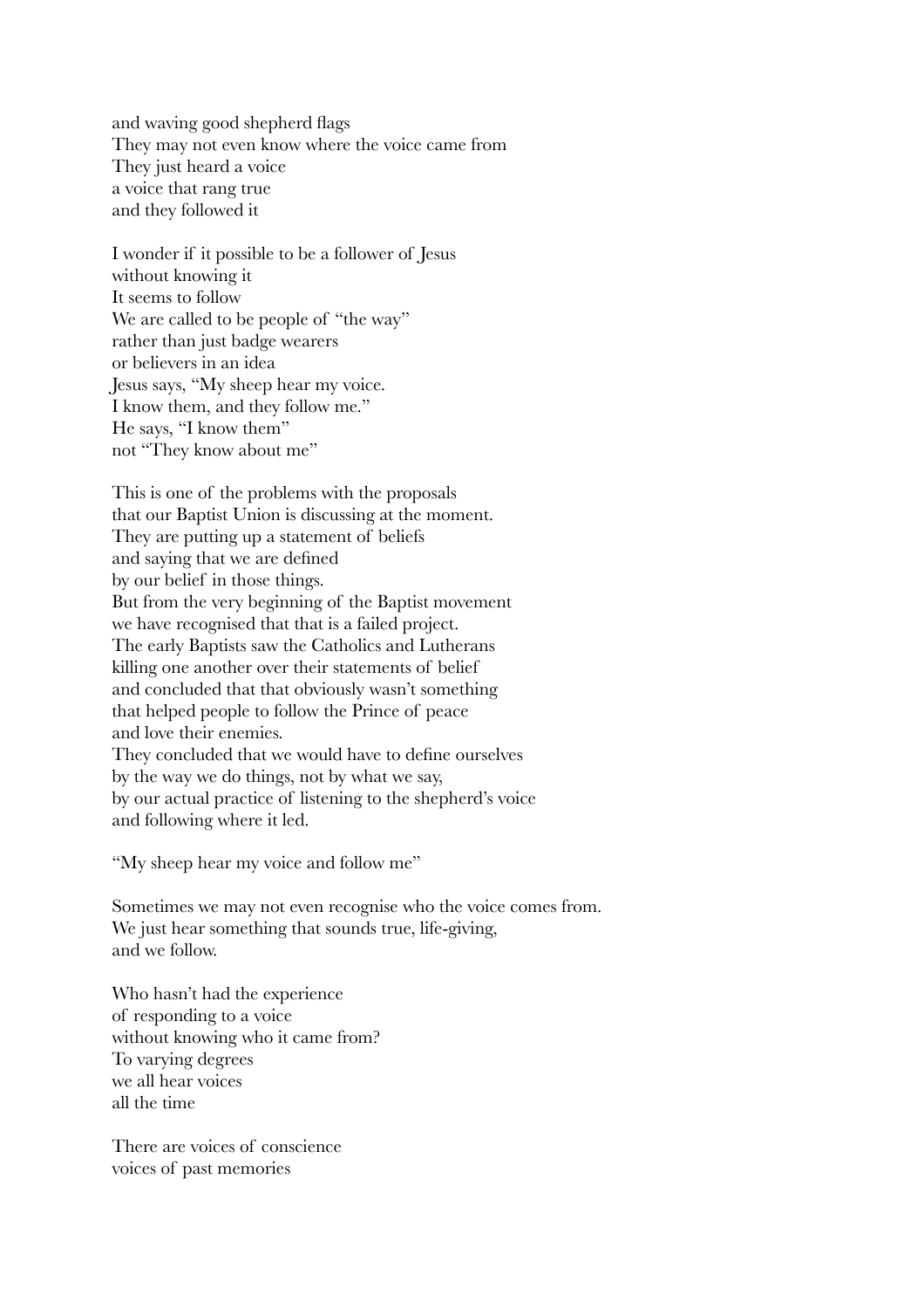and waving good shepherd flags
They may not even know where the voice came from
They just heard a voice
a voice that rang true
and they followed it

I wonder if it possible to be a follower of Jesus
without knowing it
It seems to follow
We are called to be people of "the way"
rather than just badge wearers
or believers in an idea
Jesus says, "My sheep hear my voice.
I know them, and they follow me."
He says, "I know them"
not "They know about me"

This is one of the problems with the proposals
that our Baptist Union is discussing at the moment.
They are putting up a statement of beliefs
and saying that we are defined
by our belief in those things.
But from the very beginning of the Baptist movement
we have recognised that that is a failed project.
The early Baptists saw the Catholics and Lutherans
killing one another over their statements of belief
and concluded that that obviously wasn't something
that helped people to follow the Prince of peace
and love their enemies.
They concluded that we would have to define ourselves
by the way we do things, not by what we say,
by our actual practice of listening to the shepherd's voice
and following where it led.

"My sheep hear my voice and follow me"

Sometimes we may not even recognise who the voice comes from.
We just hear something that sounds true, life-giving,
and we follow.

Who hasn't had the experience
of responding to a voice
without knowing who it came from?
To varying degrees
we all hear voices
all the time

There are voices of conscience
voices of past memories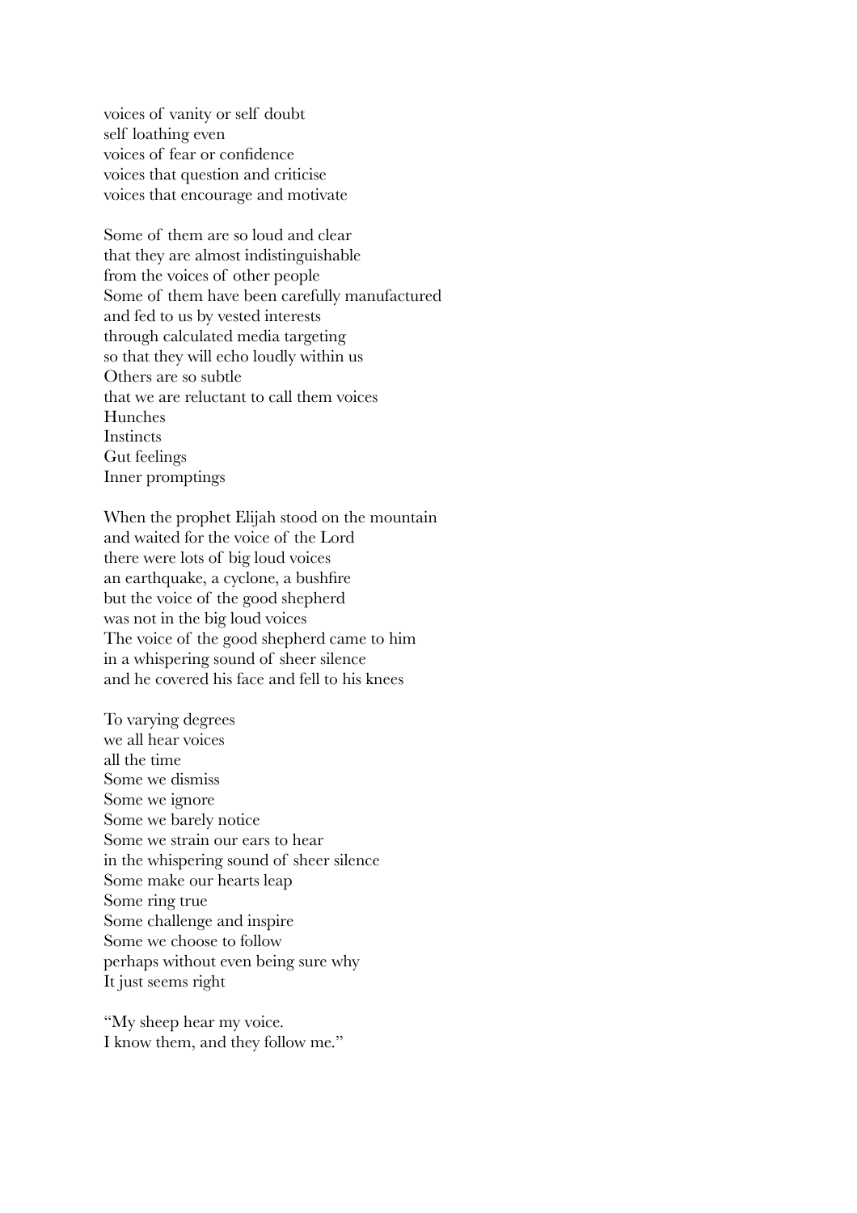voices of vanity or self doubt  
self loathing even  
voices of fear or confidence  
voices that question and criticise  
voices that encourage and motivate

Some of them are so loud and clear  
that they are almost indistinguishable  
from the voices of other people  
Some of them have been carefully manufactured  
and fed to us by vested interests  
through calculated media targeting  
so that they will echo loudly within us  
Others are so subtle  
that we are reluctant to call them voices  
Hunches  
Instincts  
Gut feelings  
Inner promptings

When the prophet Elijah stood on the mountain  
and waited for the voice of the Lord  
there were lots of big loud voices  
an earthquake, a cyclone, a bushfire  
but the voice of the good shepherd  
was not in the big loud voices  
The voice of the good shepherd came to him  
in a whispering sound of sheer silence  
and he covered his face and fell to his knees

To varying degrees  
we all hear voices  
all the time  
Some we dismiss  
Some we ignore  
Some we barely notice  
Some we strain our ears to hear  
in the whispering sound of sheer silence  
Some make our hearts leap  
Some ring true  
Some challenge and inspire  
Some we choose to follow  
perhaps without even being sure why  
It just seems right

"My sheep hear my voice.  
I know them, and they follow me."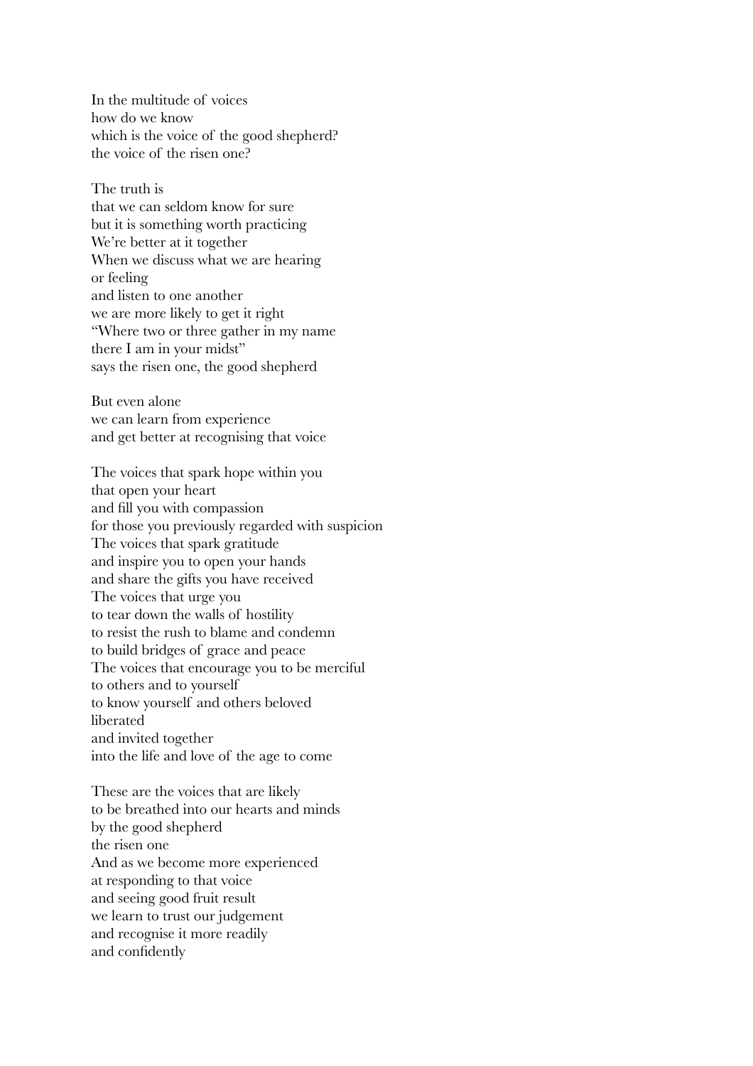In the multitude of voices
how do we know
which is the voice of the good shepherd?
the voice of the risen one?

The truth is
that we can seldom know for sure
but it is something worth practicing
We're better at it together
When we discuss what we are hearing
or feeling
and listen to one another
we are more likely to get it right
"Where two or three gather in my name
there I am in your midst"
says the risen one, the good shepherd

But even alone
we can learn from experience
and get better at recognising that voice

The voices that spark hope within you
that open your heart
and fill you with compassion
for those you previously regarded with suspicion
The voices that spark gratitude
and inspire you to open your hands
and share the gifts you have received
The voices that urge you
to tear down the walls of hostility
to resist the rush to blame and condemn
to build bridges of grace and peace
The voices that encourage you to be merciful
to others and to yourself
to know yourself and others beloved
liberated
and invited together
into the life and love of the age to come

These are the voices that are likely
to be breathed into our hearts and minds
by the good shepherd
the risen one
And as we become more experienced
at responding to that voice
and seeing good fruit result
we learn to trust our judgement
and recognise it more readily
and confidently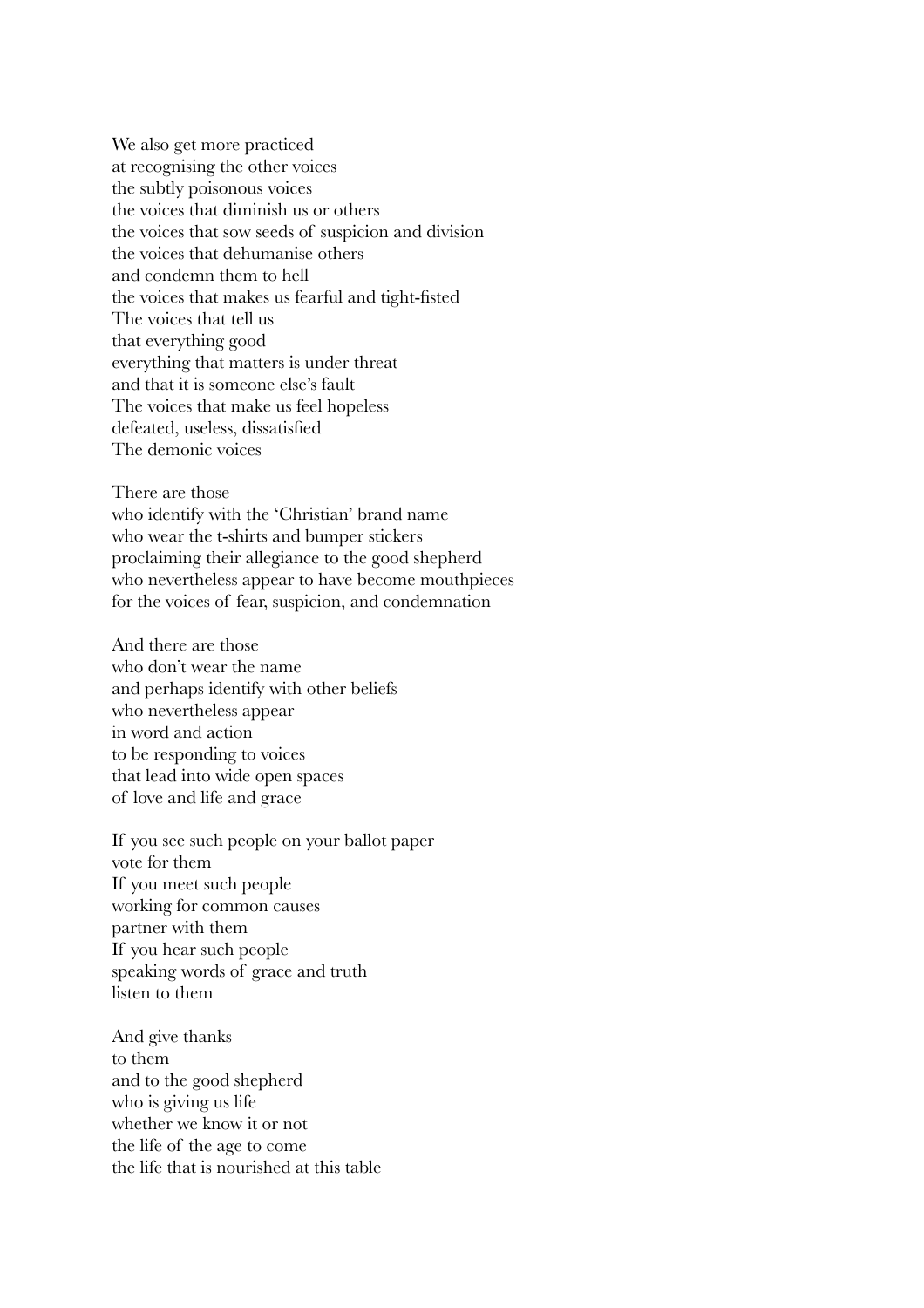We also get more practiced
at recognising the other voices
the subtly poisonous voices
the voices that diminish us or others
the voices that sow seeds of suspicion and division
the voices that dehumanise others
and condemn them to hell
the voices that makes us fearful and tight-fisted
The voices that tell us
that everything good
everything that matters is under threat
and that it is someone else's fault
The voices that make us feel hopeless
defeated, useless, dissatisfied
The demonic voices

There are those
who identify with the 'Christian' brand name
who wear the t-shirts and bumper stickers
proclaiming their allegiance to the good shepherd
who nevertheless appear to have become mouthpieces
for the voices of fear, suspicion, and condemnation

And there are those
who don't wear the name
and perhaps identify with other beliefs
who nevertheless appear
in word and action
to be responding to voices
that lead into wide open spaces
of love and life and grace

If you see such people on your ballot paper
vote for them
If you meet such people
working for common causes
partner with them
If you hear such people
speaking words of grace and truth
listen to them

And give thanks
to them
and to the good shepherd
who is giving us life
whether we know it or not
the life of the age to come
the life that is nourished at this table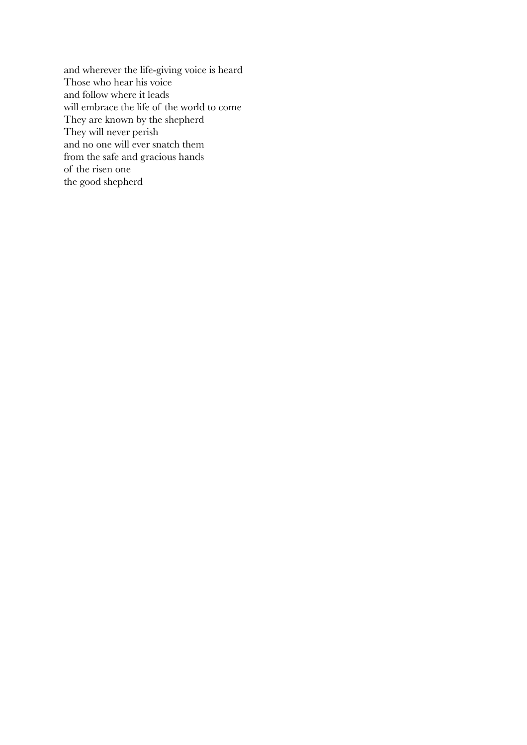and wherever the life-giving voice is heard  
Those who hear his voice  
and follow where it leads  
will embrace the life of the world to come  
They are known by the shepherd  
They will never perish  
and no one will ever snatch them  
from the safe and gracious hands  
of the risen one  
the good shepherd